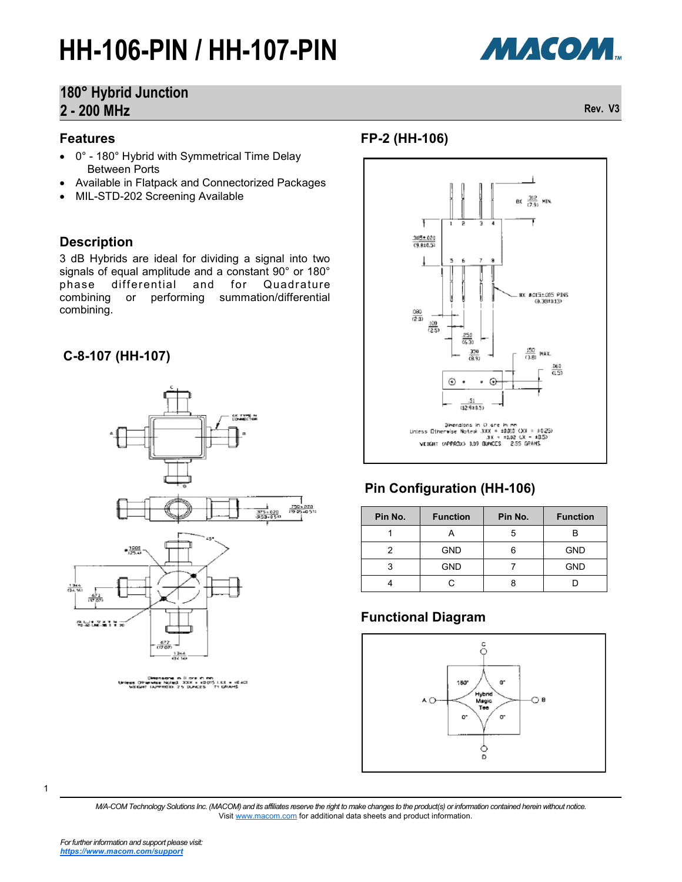# HH-106-PIN / HH-107-PIN

## 180° Hybrid Junction
## 2 - 200 MHz

Rev. V3

### Features

- 0° - 180° Hybrid with Symmetrical Time Delay Between Ports
- Available in Flatpack and Connectorized Packages
- MIL-STD-202 Screening Available

### Description

3 dB Hybrids are ideal for dividing a signal into two signals of equal amplitude and a constant 90° or 180° phase differential and for Quadrature combining or performing summation/differential combining.

### C-8-107 (HH-107)

Dimensions in () are in mm.
Unless Otherwise Noted: .XXX = ±0.015 (.XX = ±0.40)
WEIGHT (APPROX): 2.5 OUNCES 71 GRAMS

### FP-2 (HH-106)

Dimensions in () are in mm.
Unless Otherwise Noted: .XXX = ±0.010 (.XX = ±0.25)
.XX = ±0.02 (.X = ±0.5)
WEIGHT (APPROX): 0.09 OUNCES 2.55 GRAMS

### Pin Configuration (HH-106)

| Pin No. | Function | Pin No. | Function |
|---|---|---|---|
| 1 | A | 5 | B |
| 2 | GND | 6 | GND |
| 3 | GND | 7 | GND |
| 4 | C | 8 | D |

### Functional Diagram

M/A-COM Technology Solutions Inc. (MACOM) and its affiliates reserve the right to make changes to the product(s) or information contained herein without notice. Visit www.macom.com for additional data sheets and product information.

For further information and support please visit: https://www.macom.com/support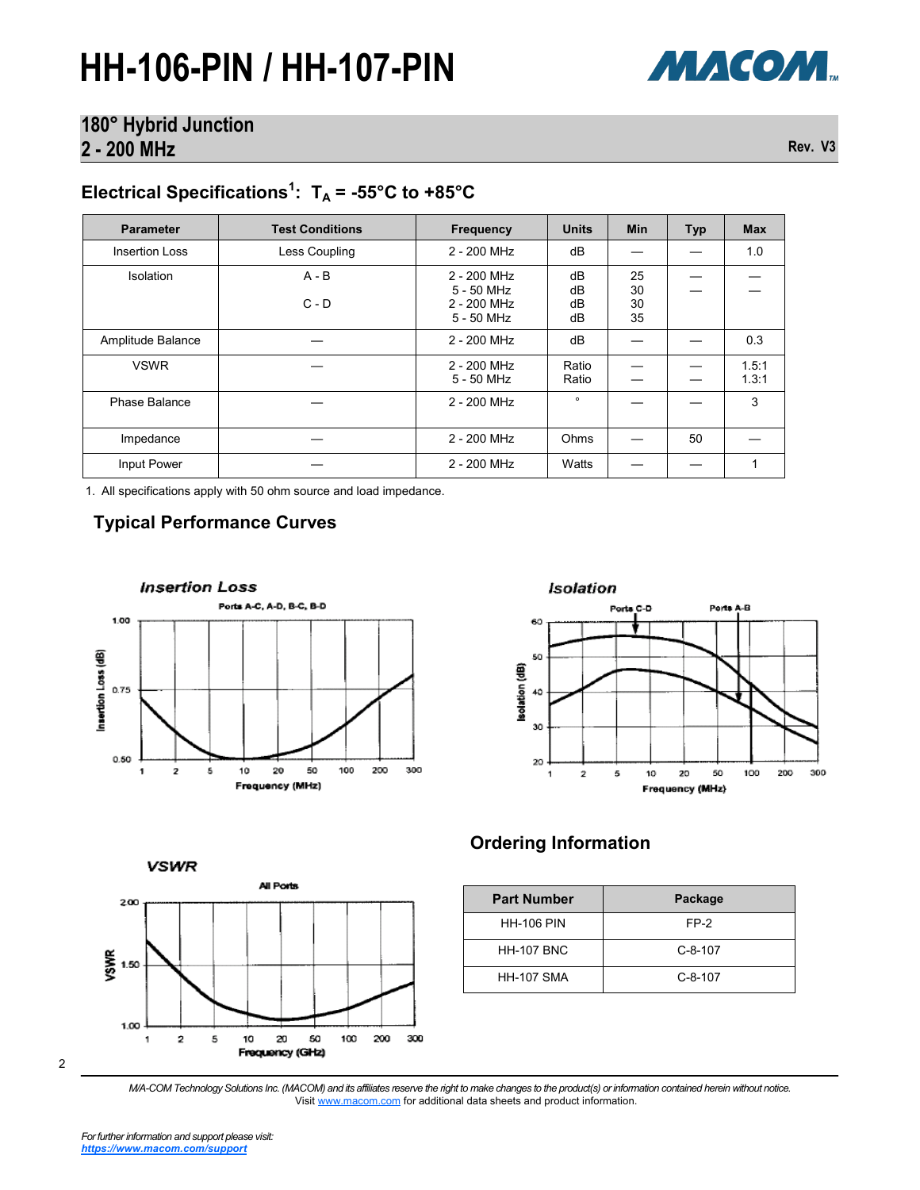# HH-106-PIN / HH-107-PIN

## 180° Hybrid Junction
## 2 - 200 MHz

Rev. V3

### Electrical Specifications[1]: $T_A$ = -55°C to +85°C

| Parameter | Test Conditions | Frequency | Units | Min | Typ | Max |
|---|---|---|---|---|---|---|
| Insertion Loss | Less Coupling | 2 - 200 MHz | dB | — | — | 1.0 |
| Isolation | A - B | 2 - 200 MHz<br>5 - 50 MHz | dB<br>dB | 25<br>30 | —<br>— | —<br>— |
| | C - D | 2 - 200 MHz<br>5 - 50 MHz | dB<br>dB | 30<br>35 | | |
| Amplitude Balance | — | 2 - 200 MHz | dB | — | — | 0.3 |
| VSWR | — | 2 - 200 MHz<br>5 - 50 MHz | Ratio<br>Ratio | —<br>— | —<br>— | 1.5:1<br>1.3:1 |
| Phase Balance | — | 2 - 200 MHz | ° | — | — | 3 |
| Impedance | — | 2 - 200 MHz | Ohms | — | 50 | — |
| Input Power | — | 2 - 200 MHz | Watts | — | — | 1 |

1. All specifications apply with 50 ohm source and load impedance.

### Typical Performance Curves

**Insertion Loss**

Ports A-C, A-D, B-C, B-D

**Isolation**

Ports C-D, Ports A-B

**VSWR**

All Ports

### Ordering Information

| Part Number | Package |
|---|---|
| HH-106 PIN | FP-2 |
| HH-107 BNC | C-8-107 |
| HH-107 SMA | C-8-107 |

*M/A-COM Technology Solutions Inc. (MACOM) and its affiliates reserve the right to make changes to the product(s) or information contained herein without notice.*
Visit www.macom.com for additional data sheets and product information.

*For further information and support please visit:*
***https://www.macom.com/support***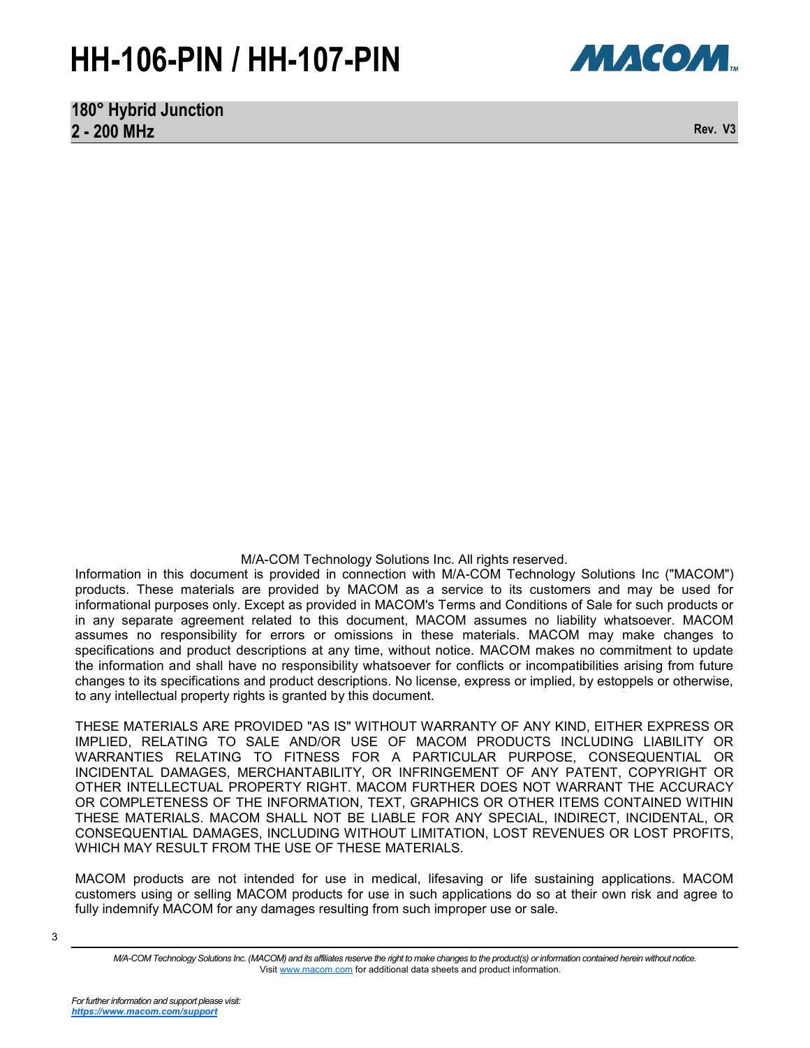M/A-COM Technology Solutions Inc. All rights reserved.

Information in this document is provided in connection with M/A-COM Technology Solutions Inc ("MACOM") products. These materials are provided by MACOM as a service to its customers and may be used for informational purposes only. Except as provided in MACOM's Terms and Conditions of Sale for such products or in any separate agreement related to this document, MACOM assumes no liability whatsoever. MACOM assumes no responsibility for errors or omissions in these materials. MACOM may make changes to specifications and product descriptions at any time, without notice. MACOM makes no commitment to update the information and shall have no responsibility whatsoever for conflicts or incompatibilities arising from future changes to its specifications and product descriptions. No license, express or implied, by estoppels or otherwise, to any intellectual property rights is granted by this document.

THESE MATERIALS ARE PROVIDED "AS IS" WITHOUT WARRANTY OF ANY KIND, EITHER EXPRESS OR IMPLIED, RELATING TO SALE AND/OR USE OF MACOM PRODUCTS INCLUDING LIABILITY OR WARRANTIES RELATING TO FITNESS FOR A PARTICULAR PURPOSE, CONSEQUENTIAL OR INCIDENTAL DAMAGES, MERCHANTABILITY, OR INFRINGEMENT OF ANY PATENT, COPYRIGHT OR OTHER INTELLECTUAL PROPERTY RIGHT. MACOM FURTHER DOES NOT WARRANT THE ACCURACY OR COMPLETENESS OF THE INFORMATION, TEXT, GRAPHICS OR OTHER ITEMS CONTAINED WITHIN THESE MATERIALS. MACOM SHALL NOT BE LIABLE FOR ANY SPECIAL, INDIRECT, INCIDENTAL, OR CONSEQUENTIAL DAMAGES, INCLUDING WITHOUT LIMITATION, LOST REVENUES OR LOST PROFITS, WHICH MAY RESULT FROM THE USE OF THESE MATERIALS.

MACOM products are not intended for use in medical, lifesaving or life sustaining applications. MACOM customers using or selling MACOM products for use in such applications do so at their own risk and agree to fully indemnify MACOM for any damages resulting from such improper use or sale.